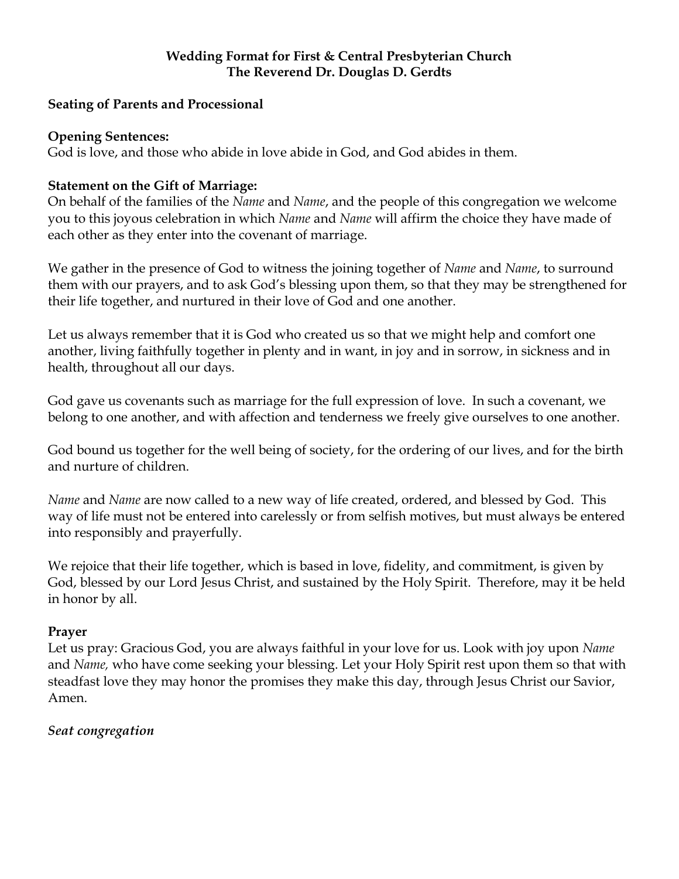**Wedding Format for First & Central Presbyterian Church**
**The Reverend Dr. Douglas D. Gerdts**

**Seating of Parents and Processional**

**Opening Sentences:**
God is love, and those who abide in love abide in God, and God abides in them.

**Statement on the Gift of Marriage:**
On behalf of the families of the *Name* and *Name*, and the people of this congregation we welcome you to this joyous celebration in which *Name* and *Name* will affirm the choice they have made of each other as they enter into the covenant of marriage.

We gather in the presence of God to witness the joining together of *Name* and *Name*, to surround them with our prayers, and to ask God's blessing upon them, so that they may be strengthened for their life together, and nurtured in their love of God and one another.

Let us always remember that it is God who created us so that we might help and comfort one another, living faithfully together in plenty and in want, in joy and in sorrow, in sickness and in health, throughout all our days.

God gave us covenants such as marriage for the full expression of love. In such a covenant, we belong to one another, and with affection and tenderness we freely give ourselves to one another.

God bound us together for the well being of society, for the ordering of our lives, and for the birth and nurture of children.

*Name* and *Name* are now called to a new way of life created, ordered, and blessed by God. This way of life must not be entered into carelessly or from selfish motives, but must always be entered into responsibly and prayerfully.

We rejoice that their life together, which is based in love, fidelity, and commitment, is given by God, blessed by our Lord Jesus Christ, and sustained by the Holy Spirit. Therefore, may it be held in honor by all.

**Prayer**
Let us pray: Gracious God, you are always faithful in your love for us. Look with joy upon *Name* and *Name,* who have come seeking your blessing. Let your Holy Spirit rest upon them so that with steadfast love they may honor the promises they make this day, through Jesus Christ our Savior, Amen.

***Seat congregation***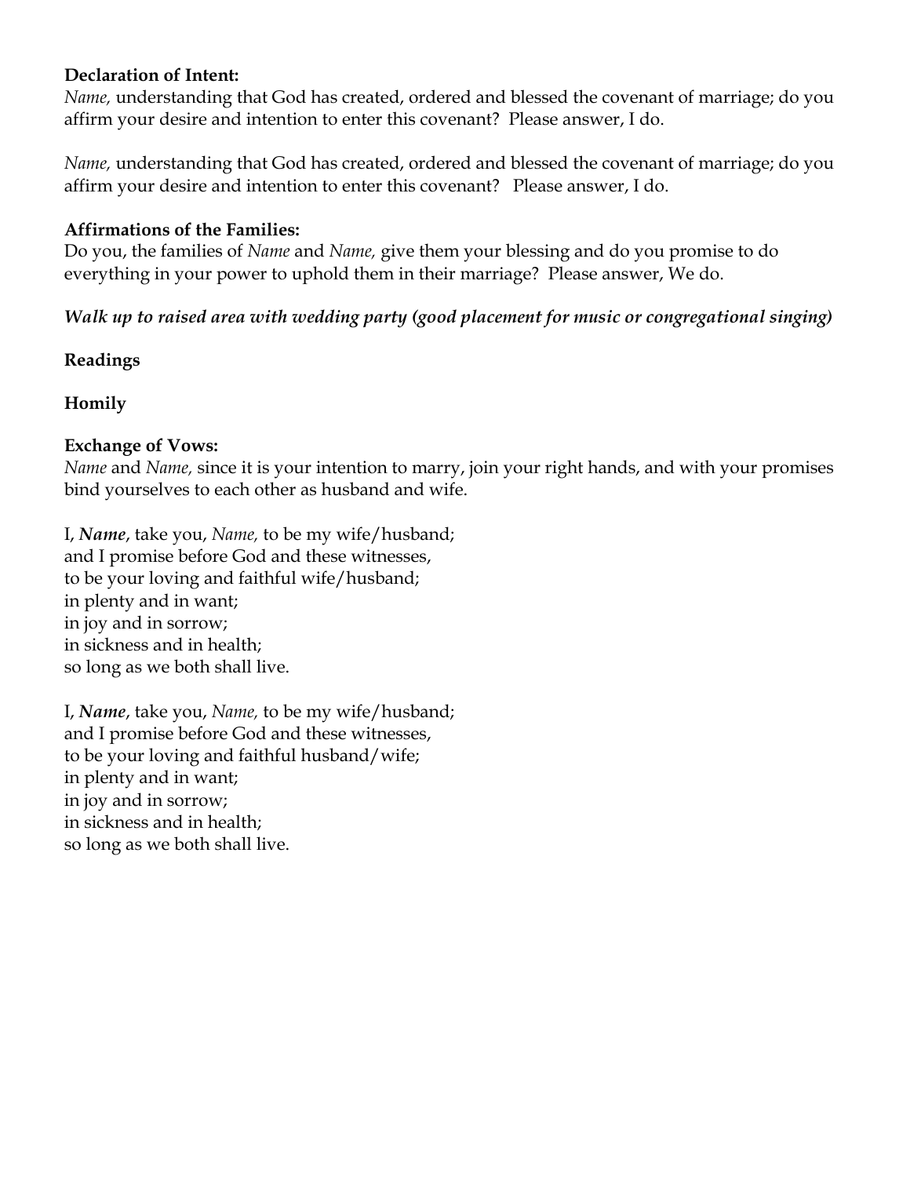**Declaration of Intent:**
*Name,* understanding that God has created, ordered and blessed the covenant of marriage; do you affirm your desire and intention to enter this covenant? Please answer, I do.

*Name,* understanding that God has created, ordered and blessed the covenant of marriage; do you affirm your desire and intention to enter this covenant? Please answer, I do.

**Affirmations of the Families:**
Do you, the families of *Name* and *Name,* give them your blessing and do you promise to do everything in your power to uphold them in their marriage? Please answer, We do.

***Walk up to raised area with wedding party (good placement for music or congregational singing)***

**Readings**

**Homily**

**Exchange of Vows:**
*Name* and *Name,* since it is your intention to marry, join your right hands, and with your promises bind yourselves to each other as husband and wife.

I, ***Name***, take you, *Name,* to be my wife/husband;
and I promise before God and these witnesses,
to be your loving and faithful wife/husband;
in plenty and in want;
in joy and in sorrow;
in sickness and in health;
so long as we both shall live.

I, ***Name***, take you, *Name,* to be my wife/husband;
and I promise before God and these witnesses,
to be your loving and faithful husband/wife;
in plenty and in want;
in joy and in sorrow;
in sickness and in health;
so long as we both shall live.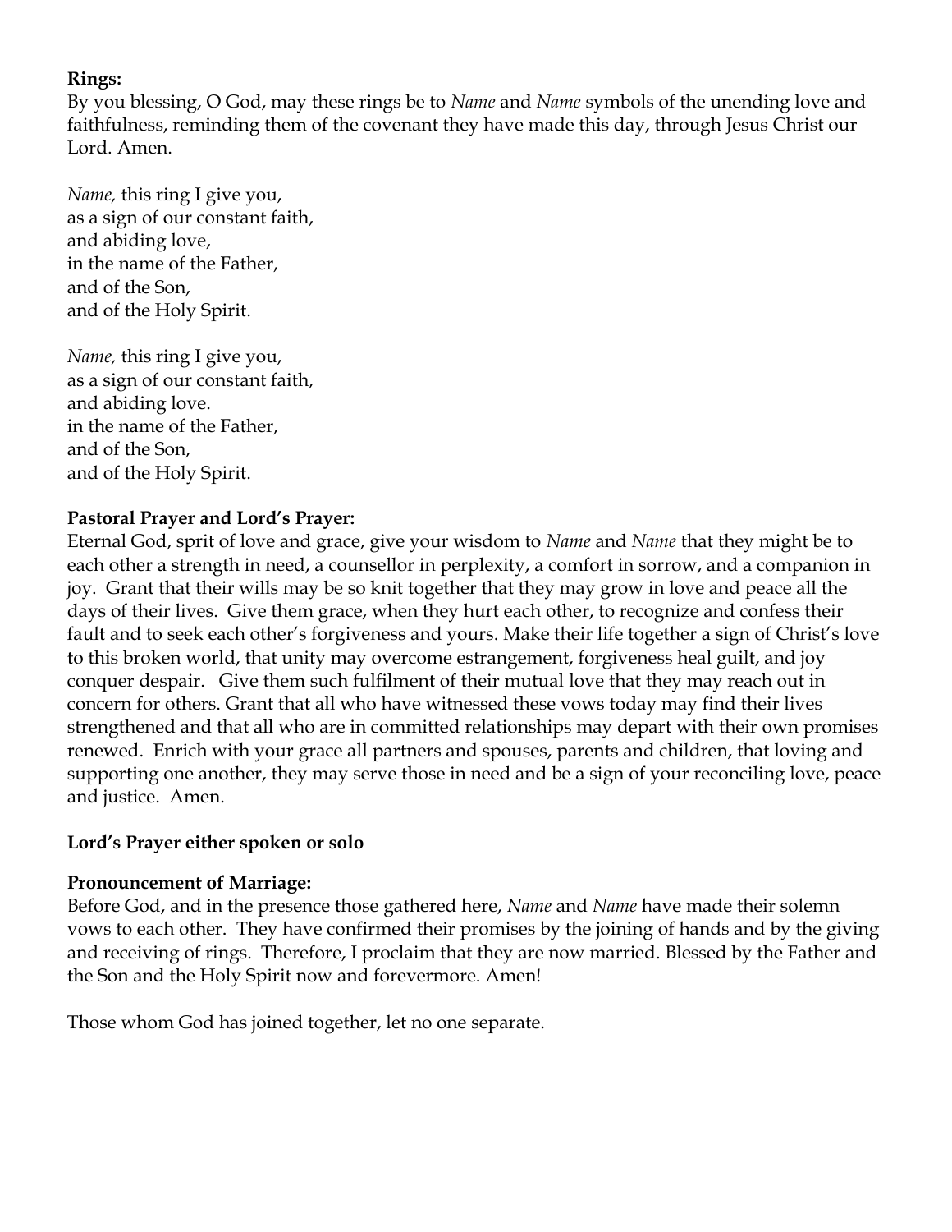**Rings:**
By you blessing, O God, may these rings be to *Name* and *Name* symbols of the unending love and faithfulness, reminding them of the covenant they have made this day, through Jesus Christ our Lord. Amen.

*Name,* this ring I give you,
as a sign of our constant faith,
and abiding love,
in the name of the Father,
and of the Son,
and of the Holy Spirit.

*Name,* this ring I give you,
as a sign of our constant faith,
and abiding love.
in the name of the Father,
and of the Son,
and of the Holy Spirit.

**Pastoral Prayer and Lord's Prayer:**
Eternal God, sprit of love and grace, give your wisdom to *Name* and *Name* that they might be to each other a strength in need, a counsellor in perplexity, a comfort in sorrow, and a companion in joy. Grant that their wills may be so knit together that they may grow in love and peace all the days of their lives. Give them grace, when they hurt each other, to recognize and confess their fault and to seek each other's forgiveness and yours. Make their life together a sign of Christ's love to this broken world, that unity may overcome estrangement, forgiveness heal guilt, and joy conquer despair. Give them such fulfilment of their mutual love that they may reach out in concern for others. Grant that all who have witnessed these vows today may find their lives strengthened and that all who are in committed relationships may depart with their own promises renewed. Enrich with your grace all partners and spouses, parents and children, that loving and supporting one another, they may serve those in need and be a sign of your reconciling love, peace and justice. Amen.

**Lord's Prayer either spoken or solo**

**Pronouncement of Marriage:**
Before God, and in the presence those gathered here, *Name* and *Name* have made their solemn vows to each other. They have confirmed their promises by the joining of hands and by the giving and receiving of rings. Therefore, I proclaim that they are now married. Blessed by the Father and the Son and the Holy Spirit now and forevermore. Amen!

Those whom God has joined together, let no one separate.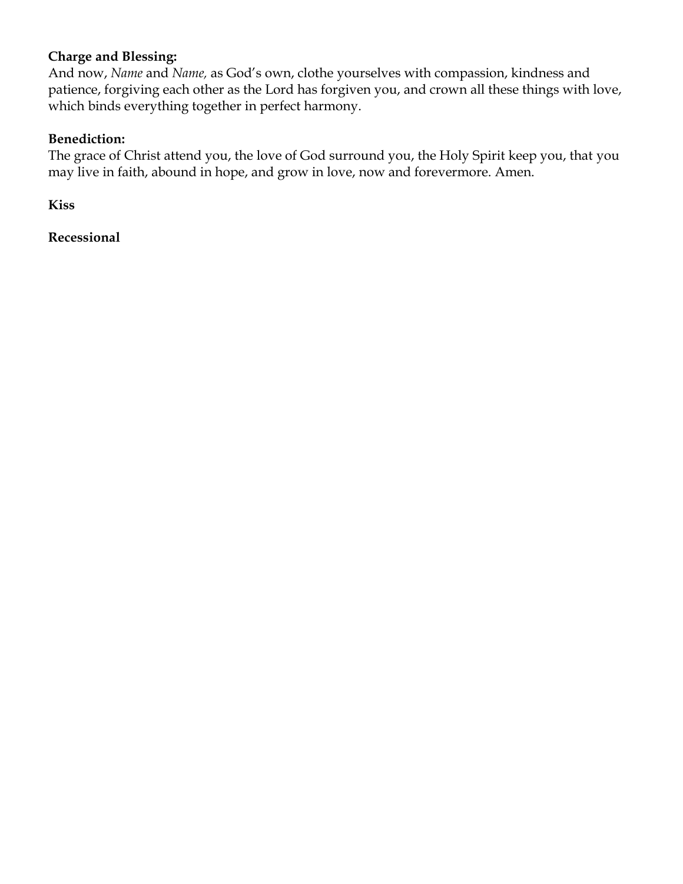**Charge and Blessing:**
And now, *Name* and *Name,* as God's own, clothe yourselves with compassion, kindness and patience, forgiving each other as the Lord has forgiven you, and crown all these things with love, which binds everything together in perfect harmony.

**Benediction:**
The grace of Christ attend you, the love of God surround you, the Holy Spirit keep you, that you may live in faith, abound in hope, and grow in love, now and forevermore. Amen.

**Kiss**

**Recessional**